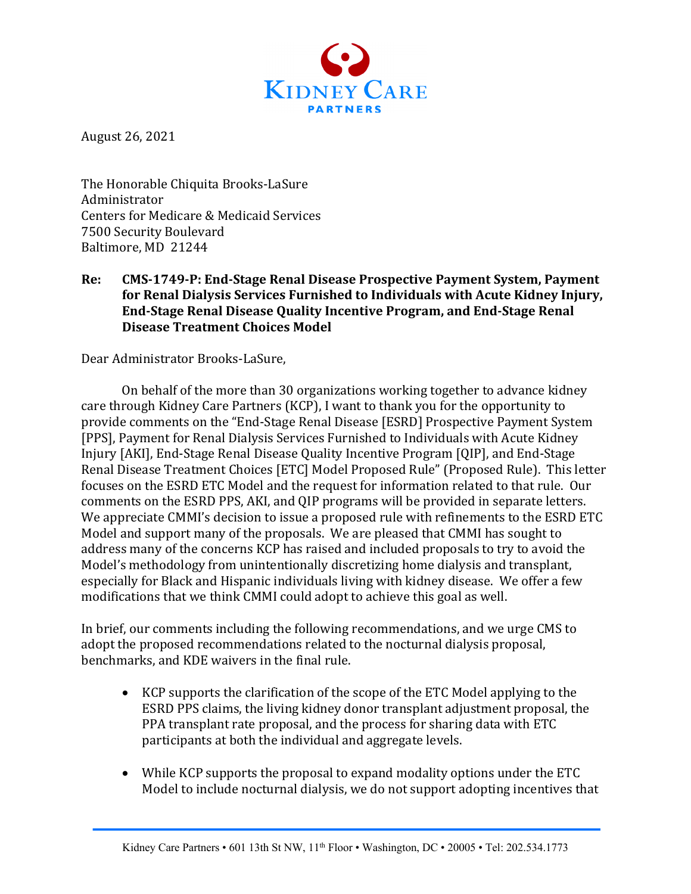August 26, 2021

The Honorable Chiquita Brooks-LaSure
Administrator
Centers for Medicare & Medicaid Services
7500 Security Boulevard
Baltimore, MD 21244

**Re: CMS-1749-P: End-Stage Renal Disease Prospective Payment System, Payment for Renal Dialysis Services Furnished to Individuals with Acute Kidney Injury, End-Stage Renal Disease Quality Incentive Program, and End-Stage Renal Disease Treatment Choices Model**

Dear Administrator Brooks-LaSure,

On behalf of the more than 30 organizations working together to advance kidney care through Kidney Care Partners (KCP), I want to thank you for the opportunity to provide comments on the "End-Stage Renal Disease [ESRD] Prospective Payment System [PPS], Payment for Renal Dialysis Services Furnished to Individuals with Acute Kidney Injury [AKI], End-Stage Renal Disease Quality Incentive Program [QIP], and End-Stage Renal Disease Treatment Choices [ETC] Model Proposed Rule" (Proposed Rule). This letter focuses on the ESRD ETC Model and the request for information related to that rule. Our comments on the ESRD PPS, AKI, and QIP programs will be provided in separate letters. We appreciate CMMI's decision to issue a proposed rule with refinements to the ESRD ETC Model and support many of the proposals. We are pleased that CMMI has sought to address many of the concerns KCP has raised and included proposals to try to avoid the Model's methodology from unintentionally discretizing home dialysis and transplant, especially for Black and Hispanic individuals living with kidney disease. We offer a few modifications that we think CMMI could adopt to achieve this goal as well.

In brief, our comments including the following recommendations, and we urge CMS to adopt the proposed recommendations related to the nocturnal dialysis proposal, benchmarks, and KDE waivers in the final rule.

- KCP supports the clarification of the scope of the ETC Model applying to the ESRD PPS claims, the living kidney donor transplant adjustment proposal, the PPA transplant rate proposal, and the process for sharing data with ETC participants at both the individual and aggregate levels.
- While KCP supports the proposal to expand modality options under the ETC Model to include nocturnal dialysis, we do not support adopting incentives that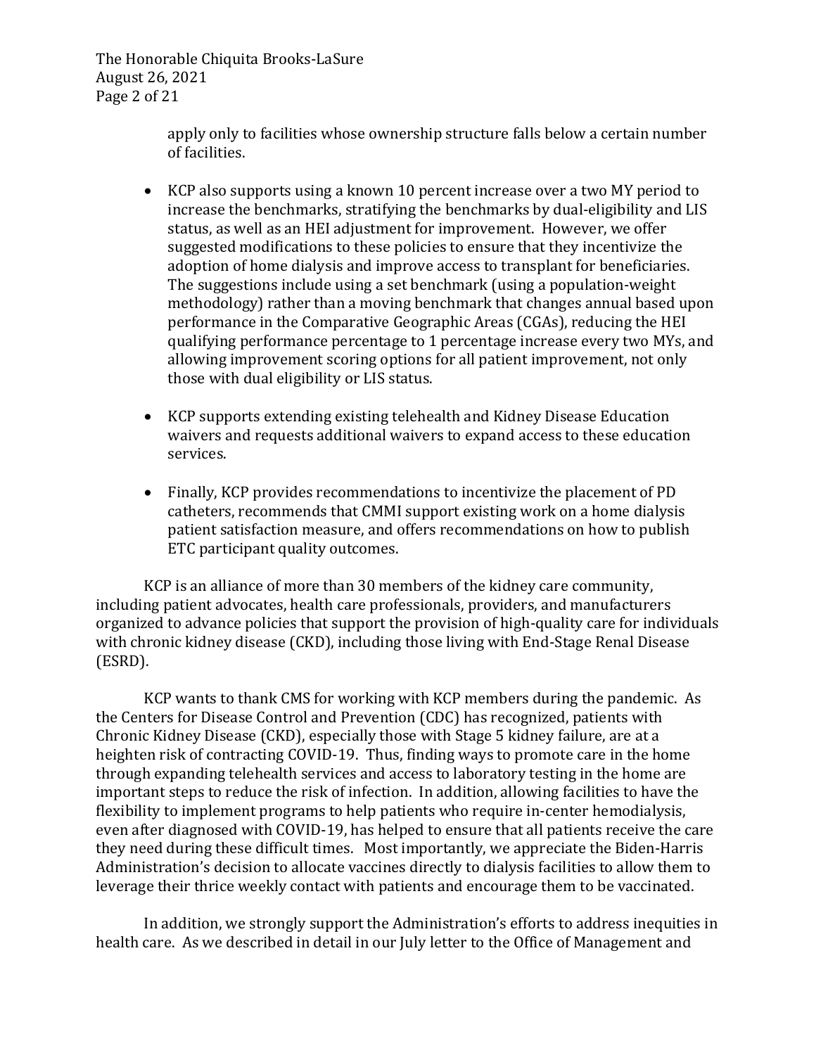apply only to facilities whose ownership structure falls below a certain number of facilities.

- KCP also supports using a known 10 percent increase over a two MY period to increase the benchmarks, stratifying the benchmarks by dual-eligibility and LIS status, as well as an HEI adjustment for improvement. However, we offer suggested modifications to these policies to ensure that they incentivize the adoption of home dialysis and improve access to transplant for beneficiaries. The suggestions include using a set benchmark (using a population-weight methodology) rather than a moving benchmark that changes annual based upon performance in the Comparative Geographic Areas (CGAs), reducing the HEI qualifying performance percentage to 1 percentage increase every two MYs, and allowing improvement scoring options for all patient improvement, not only those with dual eligibility or LIS status.

- KCP supports extending existing telehealth and Kidney Disease Education waivers and requests additional waivers to expand access to these education services.

- Finally, KCP provides recommendations to incentivize the placement of PD catheters, recommends that CMMI support existing work on a home dialysis patient satisfaction measure, and offers recommendations on how to publish ETC participant quality outcomes.

KCP is an alliance of more than 30 members of the kidney care community, including patient advocates, health care professionals, providers, and manufacturers organized to advance policies that support the provision of high-quality care for individuals with chronic kidney disease (CKD), including those living with End-Stage Renal Disease (ESRD).

KCP wants to thank CMS for working with KCP members during the pandemic. As the Centers for Disease Control and Prevention (CDC) has recognized, patients with Chronic Kidney Disease (CKD), especially those with Stage 5 kidney failure, are at a heighten risk of contracting COVID-19. Thus, finding ways to promote care in the home through expanding telehealth services and access to laboratory testing in the home are important steps to reduce the risk of infection. In addition, allowing facilities to have the flexibility to implement programs to help patients who require in-center hemodialysis, even after diagnosed with COVID-19, has helped to ensure that all patients receive the care they need during these difficult times. Most importantly, we appreciate the Biden-Harris Administration's decision to allocate vaccines directly to dialysis facilities to allow them to leverage their thrice weekly contact with patients and encourage them to be vaccinated.

In addition, we strongly support the Administration's efforts to address inequities in health care. As we described in detail in our July letter to the Office of Management and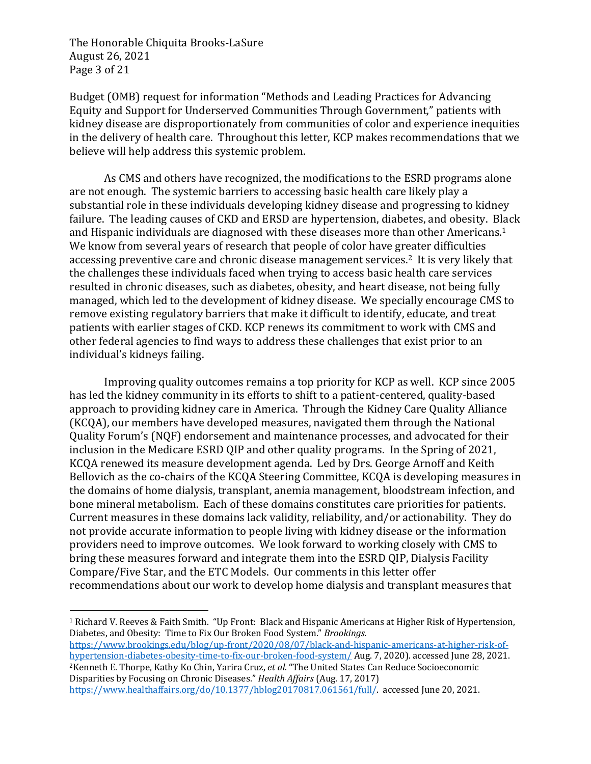Budget (OMB) request for information "Methods and Leading Practices for Advancing Equity and Support for Underserved Communities Through Government," patients with kidney disease are disproportionately from communities of color and experience inequities in the delivery of health care. Throughout this letter, KCP makes recommendations that we believe will help address this systemic problem.

As CMS and others have recognized, the modifications to the ESRD programs alone are not enough. The systemic barriers to accessing basic health care likely play a substantial role in these individuals developing kidney disease and progressing to kidney failure. The leading causes of CKD and ERSD are hypertension, diabetes, and obesity. Black and Hispanic individuals are diagnosed with these diseases more than other Americans.[1] We know from several years of research that people of color have greater difficulties accessing preventive care and chronic disease management services.[2] It is very likely that the challenges these individuals faced when trying to access basic health care services resulted in chronic diseases, such as diabetes, obesity, and heart disease, not being fully managed, which led to the development of kidney disease. We specially encourage CMS to remove existing regulatory barriers that make it difficult to identify, educate, and treat patients with earlier stages of CKD. KCP renews its commitment to work with CMS and other federal agencies to find ways to address these challenges that exist prior to an individual's kidneys failing.

Improving quality outcomes remains a top priority for KCP as well. KCP since 2005 has led the kidney community in its efforts to shift to a patient-centered, quality-based approach to providing kidney care in America. Through the Kidney Care Quality Alliance (KCQA), our members have developed measures, navigated them through the National Quality Forum's (NQF) endorsement and maintenance processes, and advocated for their inclusion in the Medicare ESRD QIP and other quality programs. In the Spring of 2021, KCQA renewed its measure development agenda. Led by Drs. George Arnoff and Keith Bellovich as the co-chairs of the KCQA Steering Committee, KCQA is developing measures in the domains of home dialysis, transplant, anemia management, bloodstream infection, and bone mineral metabolism. Each of these domains constitutes care priorities for patients. Current measures in these domains lack validity, reliability, and/or actionability. They do not provide accurate information to people living with kidney disease or the information providers need to improve outcomes. We look forward to working closely with CMS to bring these measures forward and integrate them into the ESRD QIP, Dialysis Facility Compare/Five Star, and the ETC Models. Our comments in this letter offer recommendations about our work to develop home dialysis and transplant measures that

---

[1] Richard V. Reeves & Faith Smith. "Up Front: Black and Hispanic Americans at Higher Risk of Hypertension, Diabetes, and Obesity: Time to Fix Our Broken Food System." *Brookings.* https://www.brookings.edu/blog/up-front/2020/08/07/black-and-hispanic-americans-at-higher-risk-of-hypertension-diabetes-obesity-time-to-fix-our-broken-food-system/ Aug. 7, 2020). accessed June 28, 2021.

[2] Kenneth E. Thorpe, Kathy Ko Chin, Yarira Cruz, *et al.* "The United States Can Reduce Socioeconomic Disparities by Focusing on Chronic Diseases." *Health Affairs* (Aug. 17, 2017) https://www.healthaffairs.org/do/10.1377/hblog20170817.061561/full/. accessed June 20, 2021.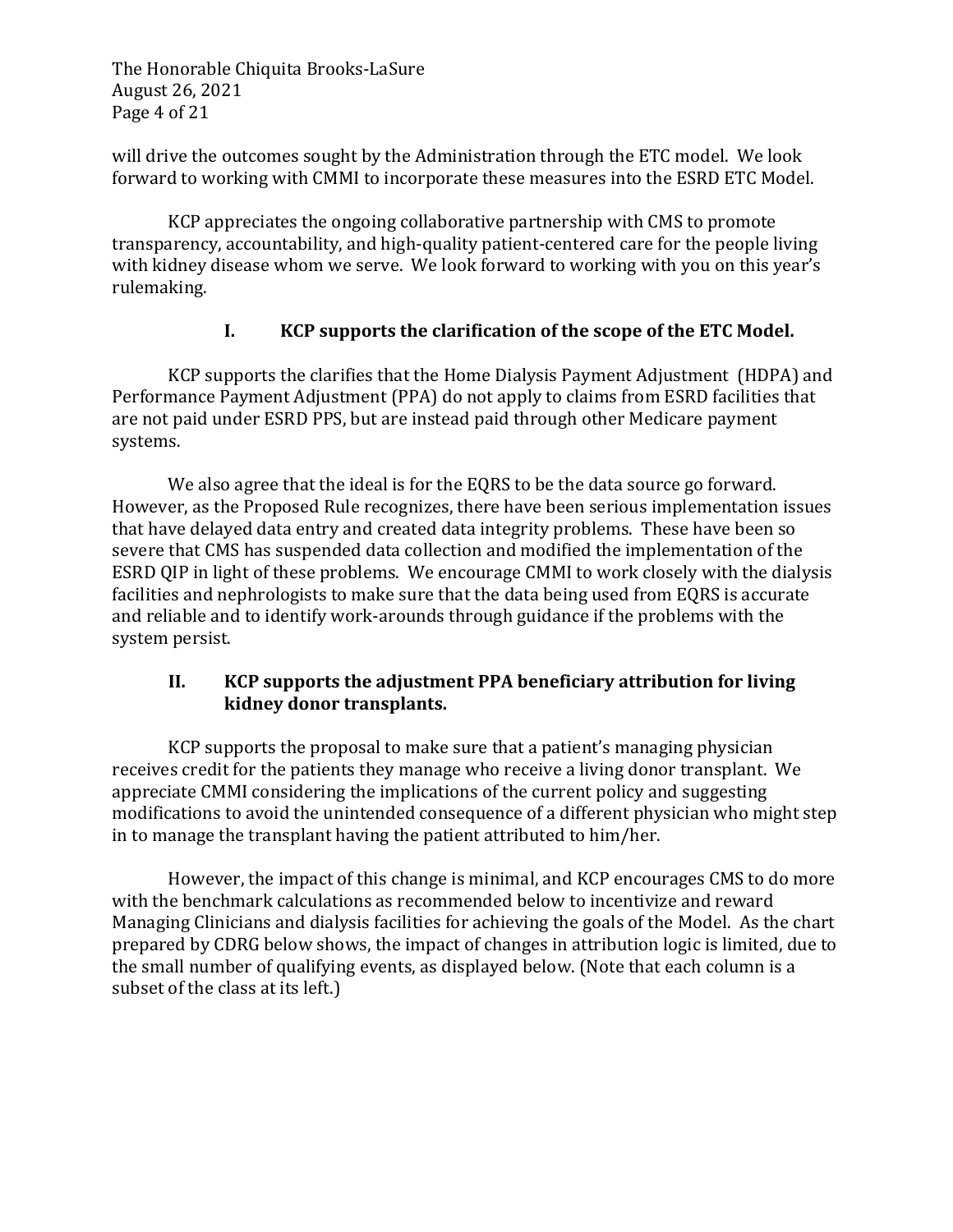will drive the outcomes sought by the Administration through the ETC model. We look forward to working with CMMI to incorporate these measures into the ESRD ETC Model.

KCP appreciates the ongoing collaborative partnership with CMS to promote transparency, accountability, and high-quality patient-centered care for the people living with kidney disease whom we serve. We look forward to working with you on this year's rulemaking.

## I. KCP supports the clarification of the scope of the ETC Model.

KCP supports the clarifies that the Home Dialysis Payment Adjustment (HDPA) and Performance Payment Adjustment (PPA) do not apply to claims from ESRD facilities that are not paid under ESRD PPS, but are instead paid through other Medicare payment systems.

We also agree that the ideal is for the EQRS to be the data source go forward. However, as the Proposed Rule recognizes, there have been serious implementation issues that have delayed data entry and created data integrity problems. These have been so severe that CMS has suspended data collection and modified the implementation of the ESRD QIP in light of these problems. We encourage CMMI to work closely with the dialysis facilities and nephrologists to make sure that the data being used from EQRS is accurate and reliable and to identify work-arounds through guidance if the problems with the system persist.

## II. KCP supports the adjustment PPA beneficiary attribution for living kidney donor transplants.

KCP supports the proposal to make sure that a patient's managing physician receives credit for the patients they manage who receive a living donor transplant. We appreciate CMMI considering the implications of the current policy and suggesting modifications to avoid the unintended consequence of a different physician who might step in to manage the transplant having the patient attributed to him/her.

However, the impact of this change is minimal, and KCP encourages CMS to do more with the benchmark calculations as recommended below to incentivize and reward Managing Clinicians and dialysis facilities for achieving the goals of the Model. As the chart prepared by CDRG below shows, the impact of changes in attribution logic is limited, due to the small number of qualifying events, as displayed below. (Note that each column is a subset of the class at its left.)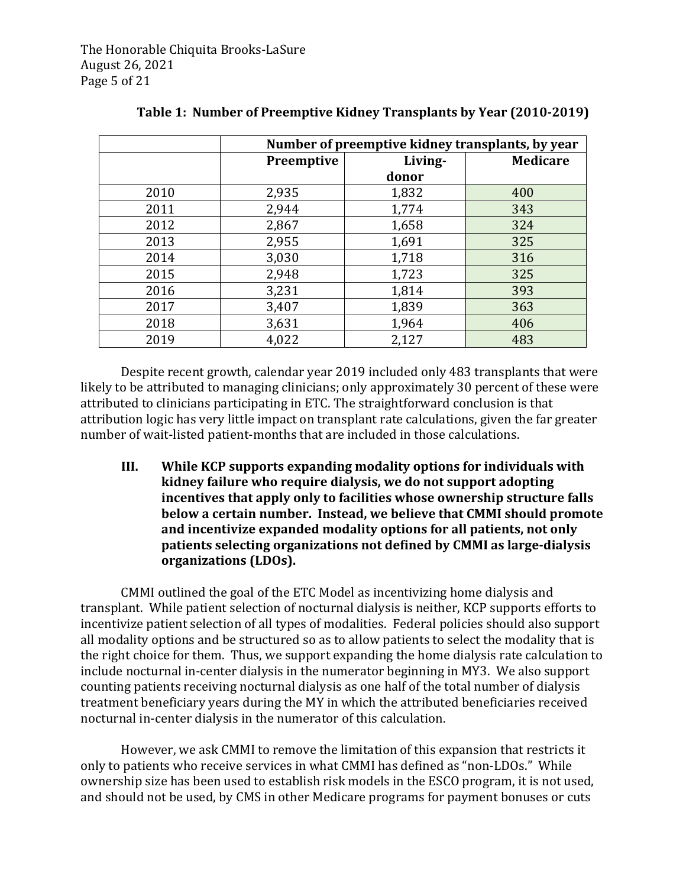**Table 1: Number of Preemptive Kidney Transplants by Year (2010-2019)**

| | Number of preemptive kidney transplants, by year | | |
|---|---|---|---|
| | **Preemptive** | **Living-donor** | **Medicare** |
| 2010 | 2,935 | 1,832 | 400 |
| 2011 | 2,944 | 1,774 | 343 |
| 2012 | 2,867 | 1,658 | 324 |
| 2013 | 2,955 | 1,691 | 325 |
| 2014 | 3,030 | 1,718 | 316 |
| 2015 | 2,948 | 1,723 | 325 |
| 2016 | 3,231 | 1,814 | 393 |
| 2017 | 3,407 | 1,839 | 363 |
| 2018 | 3,631 | 1,964 | 406 |
| 2019 | 4,022 | 2,127 | 483 |

Despite recent growth, calendar year 2019 included only 483 transplants that were likely to be attributed to managing clinicians; only approximately 30 percent of these were attributed to clinicians participating in ETC. The straightforward conclusion is that attribution logic has very little impact on transplant rate calculations, given the far greater number of wait-listed patient-months that are included in those calculations.

**III. While KCP supports expanding modality options for individuals with kidney failure who require dialysis, we do not support adopting incentives that apply only to facilities whose ownership structure falls below a certain number. Instead, we believe that CMMI should promote and incentivize expanded modality options for all patients, not only patients selecting organizations not defined by CMMI as large-dialysis organizations (LDOs).**

CMMI outlined the goal of the ETC Model as incentivizing home dialysis and transplant. While patient selection of nocturnal dialysis is neither, KCP supports efforts to incentivize patient selection of all types of modalities. Federal policies should also support all modality options and be structured so as to allow patients to select the modality that is the right choice for them. Thus, we support expanding the home dialysis rate calculation to include nocturnal in-center dialysis in the numerator beginning in MY3. We also support counting patients receiving nocturnal dialysis as one half of the total number of dialysis treatment beneficiary years during the MY in which the attributed beneficiaries received nocturnal in-center dialysis in the numerator of this calculation.

However, we ask CMMI to remove the limitation of this expansion that restricts it only to patients who receive services in what CMMI has defined as "non-LDOs." While ownership size has been used to establish risk models in the ESCO program, it is not used, and should not be used, by CMS in other Medicare programs for payment bonuses or cuts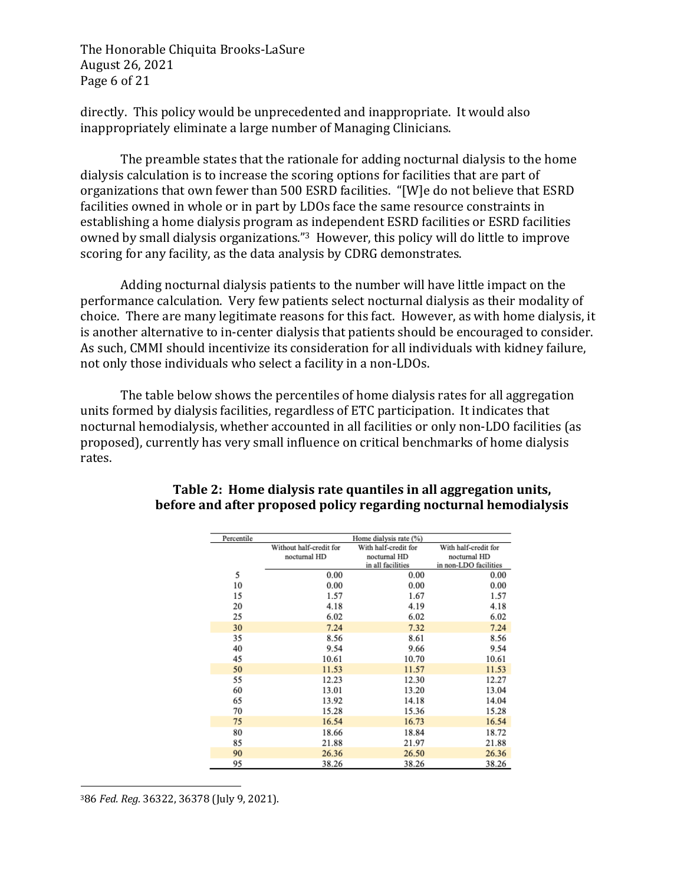directly. This policy would be unprecedented and inappropriate. It would also inappropriately eliminate a large number of Managing Clinicians.

The preamble states that the rationale for adding nocturnal dialysis to the home dialysis calculation is to increase the scoring options for facilities that are part of organizations that own fewer than 500 ESRD facilities. "[W]e do not believe that ESRD facilities owned in whole or in part by LDOs face the same resource constraints in establishing a home dialysis program as independent ESRD facilities or ESRD facilities owned by small dialysis organizations."[3] However, this policy will do little to improve scoring for any facility, as the data analysis by CDRG demonstrates.

Adding nocturnal dialysis patients to the number will have little impact on the performance calculation. Very few patients select nocturnal dialysis as their modality of choice. There are many legitimate reasons for this fact. However, as with home dialysis, it is another alternative to in-center dialysis that patients should be encouraged to consider. As such, CMMI should incentivize its consideration for all individuals with kidney failure, not only those individuals who select a facility in a non-LDOs.

The table below shows the percentiles of home dialysis rates for all aggregation units formed by dialysis facilities, regardless of ETC participation. It indicates that nocturnal hemodialysis, whether accounted in all facilities or only non-LDO facilities (as proposed), currently has very small influence on critical benchmarks of home dialysis rates.

**Table 2: Home dialysis rate quantiles in all aggregation units, before and after proposed policy regarding nocturnal hemodialysis**

| Percentile | Home dialysis rate (%) | | |
|---|---|---|---|
| | Without half-credit for nocturnal HD | With half-credit for nocturnal HD in all facilities | With half-credit for nocturnal HD in non-LDO facilities |
| 5 | 0.00 | 0.00 | 0.00 |
| 10 | 0.00 | 0.00 | 0.00 |
| 15 | 1.57 | 1.67 | 1.57 |
| 20 | 4.18 | 4.19 | 4.18 |
| 25 | 6.02 | 6.02 | 6.02 |
| 30 | 7.24 | 7.32 | 7.24 |
| 35 | 8.56 | 8.61 | 8.56 |
| 40 | 9.54 | 9.66 | 9.54 |
| 45 | 10.61 | 10.70 | 10.61 |
| 50 | 11.53 | 11.57 | 11.53 |
| 55 | 12.23 | 12.30 | 12.27 |
| 60 | 13.01 | 13.20 | 13.04 |
| 65 | 13.92 | 14.18 | 14.04 |
| 70 | 15.28 | 15.36 | 15.28 |
| 75 | 16.54 | 16.73 | 16.54 |
| 80 | 18.66 | 18.84 | 18.72 |
| 85 | 21.88 | 21.97 | 21.88 |
| 90 | 26.36 | 26.50 | 26.36 |
| 95 | 38.26 | 38.26 | 38.26 |

[3] 86 *Fed. Reg.* 36322, 36378 (July 9, 2021).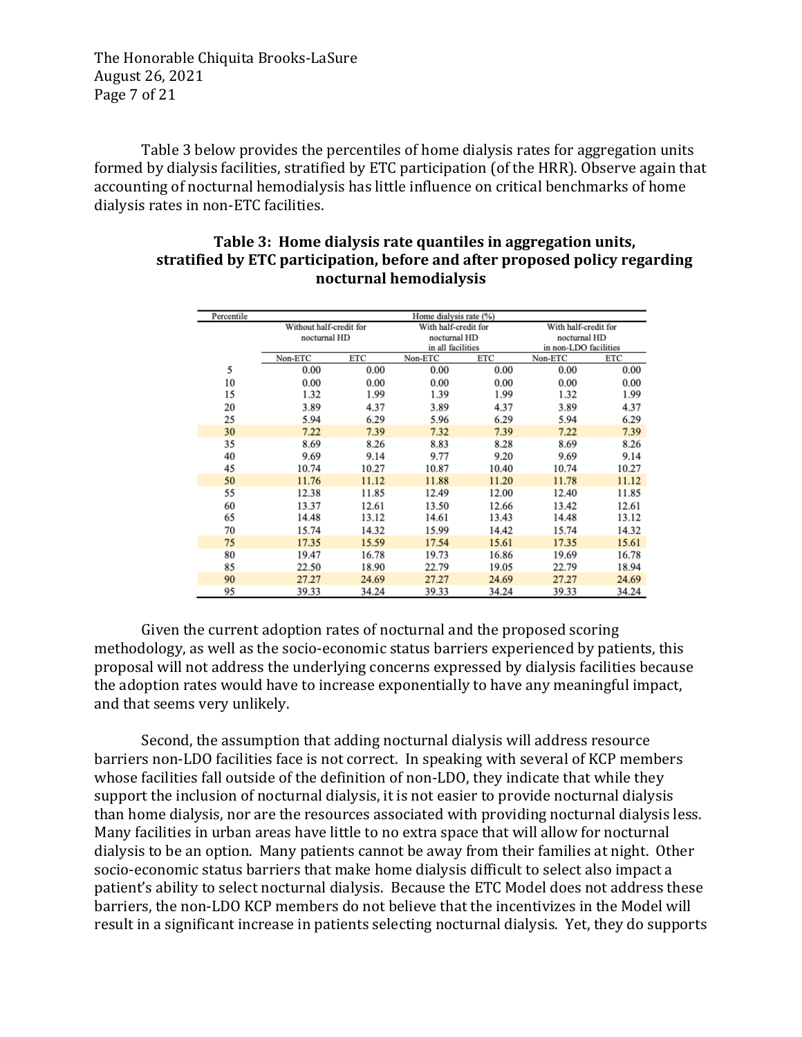Table 3 below provides the percentiles of home dialysis rates for aggregation units formed by dialysis facilities, stratified by ETC participation (of the HRR). Observe again that accounting of nocturnal hemodialysis has little influence on critical benchmarks of home dialysis rates in non-ETC facilities.

**Table 3: Home dialysis rate quantiles in aggregation units, stratified by ETC participation, before and after proposed policy regarding nocturnal hemodialysis**

| Percentile | Home dialysis rate (%) | | | | | |
|---|---|---|---|---|---|---|
| | Without half-credit for nocturnal HD | | With half-credit for nocturnal HD in all facilities | | With half-credit for nocturnal HD in non-LDO facilities | |
| | Non-ETC | ETC | Non-ETC | ETC | Non-ETC | ETC |
| 5 | 0.00 | 0.00 | 0.00 | 0.00 | 0.00 | 0.00 |
| 10 | 0.00 | 0.00 | 0.00 | 0.00 | 0.00 | 0.00 |
| 15 | 1.32 | 1.99 | 1.39 | 1.99 | 1.32 | 1.99 |
| 20 | 3.89 | 4.37 | 3.89 | 4.37 | 3.89 | 4.37 |
| 25 | 5.94 | 6.29 | 5.96 | 6.29 | 5.94 | 6.29 |
| 30 | 7.22 | 7.39 | 7.32 | 7.39 | 7.22 | 7.39 |
| 35 | 8.69 | 8.26 | 8.83 | 8.28 | 8.69 | 8.26 |
| 40 | 9.69 | 9.14 | 9.77 | 9.20 | 9.69 | 9.14 |
| 45 | 10.74 | 10.27 | 10.87 | 10.40 | 10.74 | 10.27 |
| 50 | 11.76 | 11.12 | 11.88 | 11.20 | 11.78 | 11.12 |
| 55 | 12.38 | 11.85 | 12.49 | 12.00 | 12.40 | 11.85 |
| 60 | 13.37 | 12.61 | 13.50 | 12.66 | 13.42 | 12.61 |
| 65 | 14.48 | 13.12 | 14.61 | 13.43 | 14.48 | 13.12 |
| 70 | 15.74 | 14.32 | 15.99 | 14.42 | 15.74 | 14.32 |
| 75 | 17.35 | 15.59 | 17.54 | 15.61 | 17.35 | 15.61 |
| 80 | 19.47 | 16.78 | 19.73 | 16.86 | 19.69 | 16.78 |
| 85 | 22.50 | 18.90 | 22.79 | 19.05 | 22.79 | 18.94 |
| 90 | 27.27 | 24.69 | 27.27 | 24.69 | 27.27 | 24.69 |
| 95 | 39.33 | 34.24 | 39.33 | 34.24 | 39.33 | 34.24 |

Given the current adoption rates of nocturnal and the proposed scoring methodology, as well as the socio-economic status barriers experienced by patients, this proposal will not address the underlying concerns expressed by dialysis facilities because the adoption rates would have to increase exponentially to have any meaningful impact, and that seems very unlikely.

Second, the assumption that adding nocturnal dialysis will address resource barriers non-LDO facilities face is not correct. In speaking with several of KCP members whose facilities fall outside of the definition of non-LDO, they indicate that while they support the inclusion of nocturnal dialysis, it is not easier to provide nocturnal dialysis than home dialysis, nor are the resources associated with providing nocturnal dialysis less. Many facilities in urban areas have little to no extra space that will allow for nocturnal dialysis to be an option. Many patients cannot be away from their families at night. Other socio-economic status barriers that make home dialysis difficult to select also impact a patient's ability to select nocturnal dialysis. Because the ETC Model does not address these barriers, the non-LDO KCP members do not believe that the incentivizes in the Model will result in a significant increase in patients selecting nocturnal dialysis. Yet, they do supports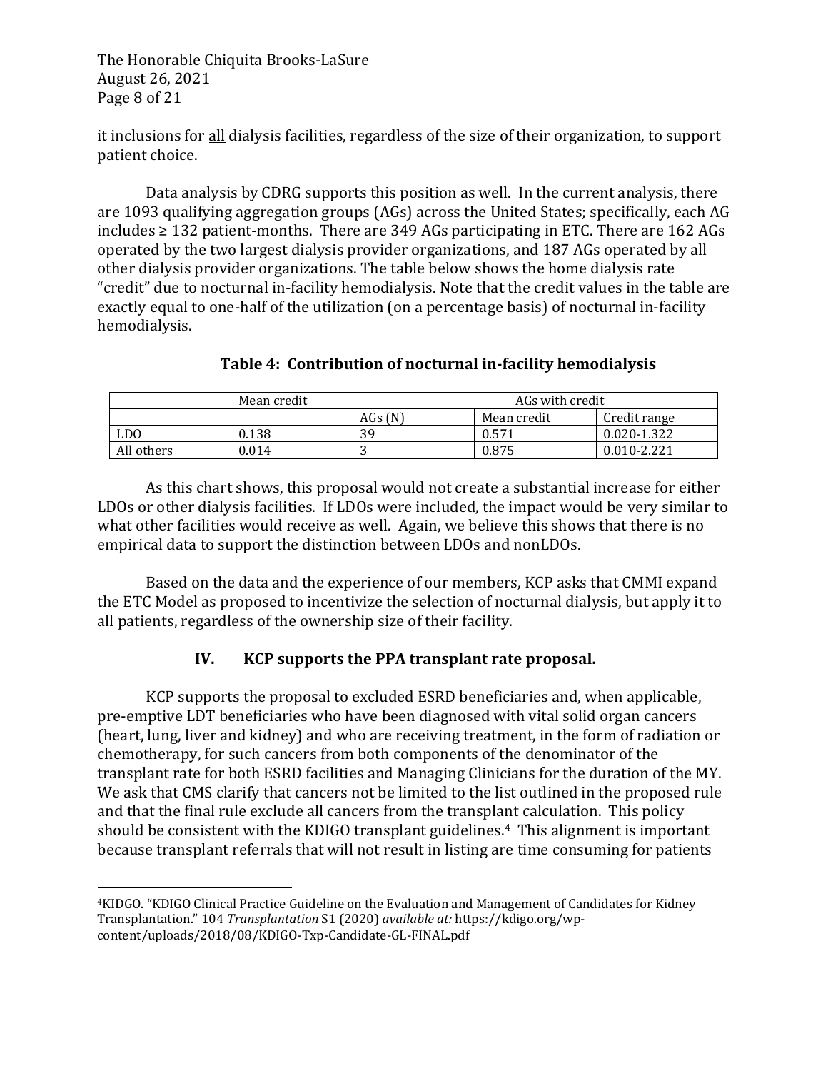it inclusions for <u>all</u> dialysis facilities, regardless of the size of their organization, to support patient choice.

Data analysis by CDRG supports this position as well. In the current analysis, there are 1093 qualifying aggregation groups (AGs) across the United States; specifically, each AG includes ≥ 132 patient-months. There are 349 AGs participating in ETC. There are 162 AGs operated by the two largest dialysis provider organizations, and 187 AGs operated by all other dialysis provider organizations. The table below shows the home dialysis rate "credit" due to nocturnal in-facility hemodialysis. Note that the credit values in the table are exactly equal to one-half of the utilization (on a percentage basis) of nocturnal in-facility hemodialysis.

**Table 4: Contribution of nocturnal in-facility hemodialysis**

| | Mean credit | AGs with credit | | |
|---|---|---|---|---|
| | | AGs (N) | Mean credit | Credit range |
| LDO | 0.138 | 39 | 0.571 | 0.020-1.322 |
| All others | 0.014 | 3 | 0.875 | 0.010-2.221 |

As this chart shows, this proposal would not create a substantial increase for either LDOs or other dialysis facilities. If LDOs were included, the impact would be very similar to what other facilities would receive as well. Again, we believe this shows that there is no empirical data to support the distinction between LDOs and nonLDOs.

Based on the data and the experience of our members, KCP asks that CMMI expand the ETC Model as proposed to incentivize the selection of nocturnal dialysis, but apply it to all patients, regardless of the ownership size of their facility.

## IV. KCP supports the PPA transplant rate proposal.

KCP supports the proposal to excluded ESRD beneficiaries and, when applicable, pre-emptive LDT beneficiaries who have been diagnosed with vital solid organ cancers (heart, lung, liver and kidney) and who are receiving treatment, in the form of radiation or chemotherapy, for such cancers from both components of the denominator of the transplant rate for both ESRD facilities and Managing Clinicians for the duration of the MY. We ask that CMS clarify that cancers not be limited to the list outlined in the proposed rule and that the final rule exclude all cancers from the transplant calculation. This policy should be consistent with the KDIGO transplant guidelines.[4] This alignment is important because transplant referrals that will not result in listing are time consuming for patients

[4] KIDGO. "KDIGO Clinical Practice Guideline on the Evaluation and Management of Candidates for Kidney Transplantation." 104 *Transplantation* S1 (2020) *available at:* https://kdigo.org/wp-content/uploads/2018/08/KDIGO-Txp-Candidate-GL-FINAL.pdf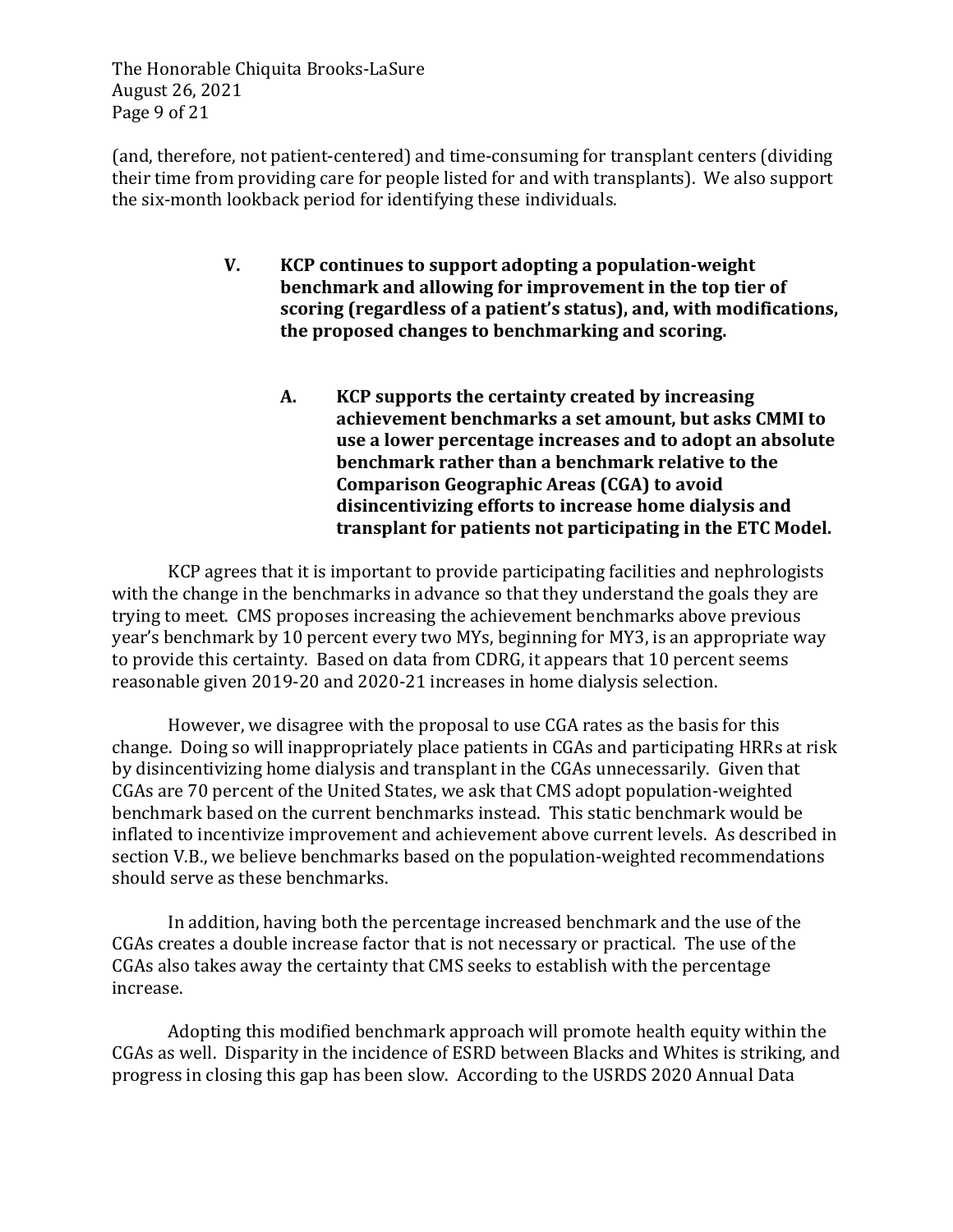(and, therefore, not patient-centered) and time-consuming for transplant centers (dividing their time from providing care for people listed for and with transplants). We also support the six-month lookback period for identifying these individuals.

## V. KCP continues to support adopting a population-weight benchmark and allowing for improvement in the top tier of scoring (regardless of a patient's status), and, with modifications, the proposed changes to benchmarking and scoring.

### A. KCP supports the certainty created by increasing achievement benchmarks a set amount, but asks CMMI to use a lower percentage increases and to adopt an absolute benchmark rather than a benchmark relative to the Comparison Geographic Areas (CGA) to avoid disincentivizing efforts to increase home dialysis and transplant for patients not participating in the ETC Model.

KCP agrees that it is important to provide participating facilities and nephrologists with the change in the benchmarks in advance so that they understand the goals they are trying to meet. CMS proposes increasing the achievement benchmarks above previous year's benchmark by 10 percent every two MYs, beginning for MY3, is an appropriate way to provide this certainty. Based on data from CDRG, it appears that 10 percent seems reasonable given 2019-20 and 2020-21 increases in home dialysis selection.

However, we disagree with the proposal to use CGA rates as the basis for this change. Doing so will inappropriately place patients in CGAs and participating HRRs at risk by disincentivizing home dialysis and transplant in the CGAs unnecessarily. Given that CGAs are 70 percent of the United States, we ask that CMS adopt population-weighted benchmark based on the current benchmarks instead. This static benchmark would be inflated to incentivize improvement and achievement above current levels. As described in section V.B., we believe benchmarks based on the population-weighted recommendations should serve as these benchmarks.

In addition, having both the percentage increased benchmark and the use of the CGAs creates a double increase factor that is not necessary or practical. The use of the CGAs also takes away the certainty that CMS seeks to establish with the percentage increase.

Adopting this modified benchmark approach will promote health equity within the CGAs as well. Disparity in the incidence of ESRD between Blacks and Whites is striking, and progress in closing this gap has been slow. According to the USRDS 2020 Annual Data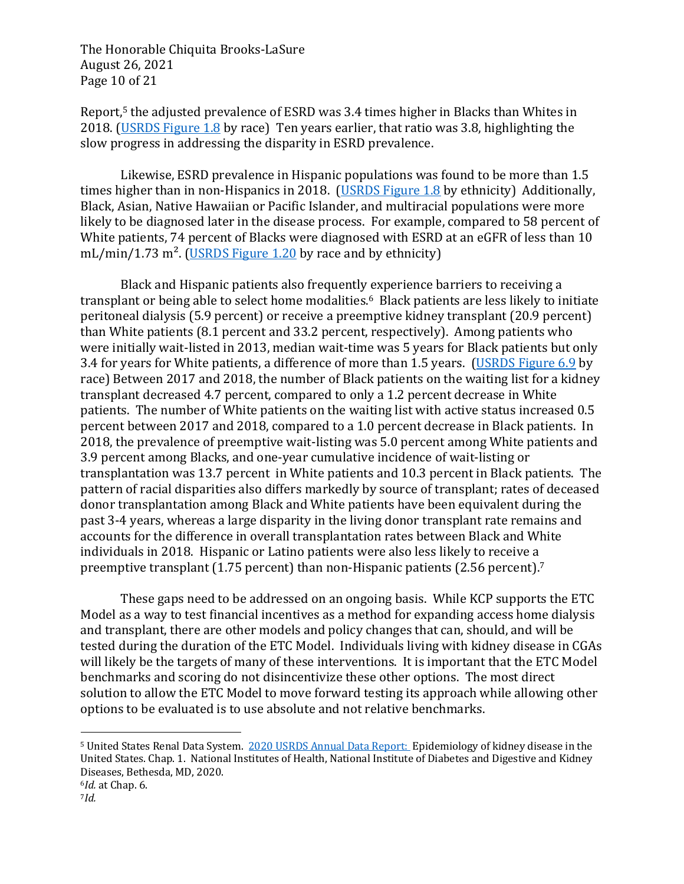Report,[5] the adjusted prevalence of ESRD was 3.4 times higher in Blacks than Whites in 2018. (USRDS Figure 1.8 by race) Ten years earlier, that ratio was 3.8, highlighting the slow progress in addressing the disparity in ESRD prevalence.

Likewise, ESRD prevalence in Hispanic populations was found to be more than 1.5 times higher than in non-Hispanics in 2018. (USRDS Figure 1.8 by ethnicity) Additionally, Black, Asian, Native Hawaiian or Pacific Islander, and multiracial populations were more likely to be diagnosed later in the disease process. For example, compared to 58 percent of White patients, 74 percent of Blacks were diagnosed with ESRD at an eGFR of less than 10 mL/min/1.73 m$^2$. (USRDS Figure 1.20 by race and by ethnicity)

Black and Hispanic patients also frequently experience barriers to receiving a transplant or being able to select home modalities.[6] Black patients are less likely to initiate peritoneal dialysis (5.9 percent) or receive a preemptive kidney transplant (20.9 percent) than White patients (8.1 percent and 33.2 percent, respectively). Among patients who were initially wait-listed in 2013, median wait-time was 5 years for Black patients but only 3.4 for years for White patients, a difference of more than 1.5 years. (USRDS Figure 6.9 by race) Between 2017 and 2018, the number of Black patients on the waiting list for a kidney transplant decreased 4.7 percent, compared to only a 1.2 percent decrease in White patients. The number of White patients on the waiting list with active status increased 0.5 percent between 2017 and 2018, compared to a 1.0 percent decrease in Black patients. In 2018, the prevalence of preemptive wait-listing was 5.0 percent among White patients and 3.9 percent among Blacks, and one-year cumulative incidence of wait-listing or transplantation was 13.7 percent in White patients and 10.3 percent in Black patients. The pattern of racial disparities also differs markedly by source of transplant; rates of deceased donor transplantation among Black and White patients have been equivalent during the past 3-4 years, whereas a large disparity in the living donor transplant rate remains and accounts for the difference in overall transplantation rates between Black and White individuals in 2018. Hispanic or Latino patients were also less likely to receive a preemptive transplant (1.75 percent) than non-Hispanic patients (2.56 percent).[7]

These gaps need to be addressed on an ongoing basis. While KCP supports the ETC Model as a way to test financial incentives as a method for expanding access home dialysis and transplant, there are other models and policy changes that can, should, and will be tested during the duration of the ETC Model. Individuals living with kidney disease in CGAs will likely be the targets of many of these interventions. It is important that the ETC Model benchmarks and scoring do not disincentivize these other options. The most direct solution to allow the ETC Model to move forward testing its approach while allowing other options to be evaluated is to use absolute and not relative benchmarks.

---

[5] United States Renal Data System. 2020 USRDS Annual Data Report: Epidemiology of kidney disease in the United States. Chap. 1. National Institutes of Health, National Institute of Diabetes and Digestive and Kidney Diseases, Bethesda, MD, 2020.

[6] *Id.* at Chap. 6.

[7] *Id.*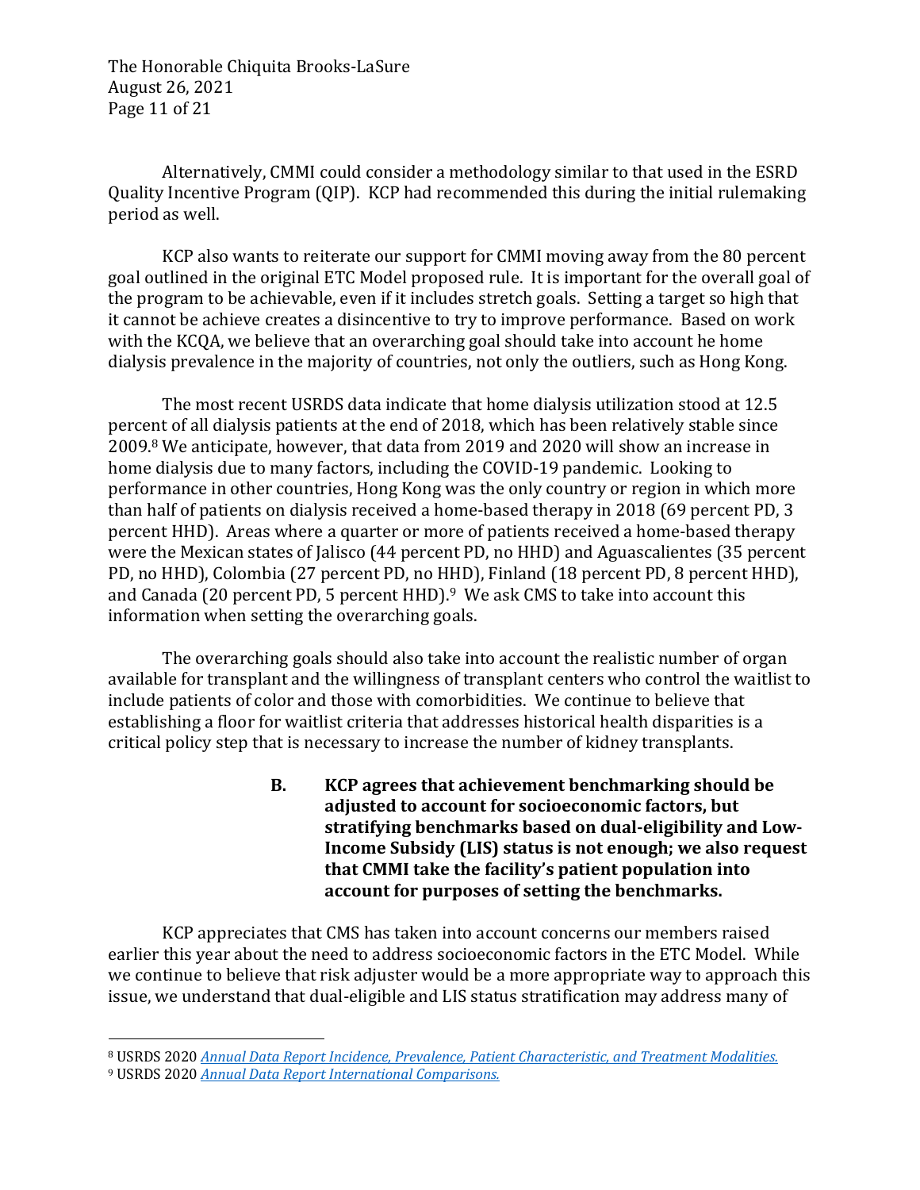Alternatively, CMMI could consider a methodology similar to that used in the ESRD Quality Incentive Program (QIP). KCP had recommended this during the initial rulemaking period as well.

KCP also wants to reiterate our support for CMMI moving away from the 80 percent goal outlined in the original ETC Model proposed rule. It is important for the overall goal of the program to be achievable, even if it includes stretch goals. Setting a target so high that it cannot be achieve creates a disincentive to try to improve performance. Based on work with the KCQA, we believe that an overarching goal should take into account he home dialysis prevalence in the majority of countries, not only the outliers, such as Hong Kong.

The most recent USRDS data indicate that home dialysis utilization stood at 12.5 percent of all dialysis patients at the end of 2018, which has been relatively stable since 2009.[8] We anticipate, however, that data from 2019 and 2020 will show an increase in home dialysis due to many factors, including the COVID-19 pandemic. Looking to performance in other countries, Hong Kong was the only country or region in which more than half of patients on dialysis received a home-based therapy in 2018 (69 percent PD, 3 percent HHD). Areas where a quarter or more of patients received a home-based therapy were the Mexican states of Jalisco (44 percent PD, no HHD) and Aguascalientes (35 percent PD, no HHD), Colombia (27 percent PD, no HHD), Finland (18 percent PD, 8 percent HHD), and Canada (20 percent PD, 5 percent HHD).[9] We ask CMS to take into account this information when setting the overarching goals.

The overarching goals should also take into account the realistic number of organ available for transplant and the willingness of transplant centers who control the waitlist to include patients of color and those with comorbidities. We continue to believe that establishing a floor for waitlist criteria that addresses historical health disparities is a critical policy step that is necessary to increase the number of kidney transplants.

**B. KCP agrees that achievement benchmarking should be adjusted to account for socioeconomic factors, but stratifying benchmarks based on dual-eligibility and Low-Income Subsidy (LIS) status is not enough; we also request that CMMI take the facility's patient population into account for purposes of setting the benchmarks.**

KCP appreciates that CMS has taken into account concerns our members raised earlier this year about the need to address socioeconomic factors in the ETC Model. While we continue to believe that risk adjuster would be a more appropriate way to approach this issue, we understand that dual-eligible and LIS status stratification may address many of

---

[8] USRDS 2020 *Annual Data Report Incidence, Prevalence, Patient Characteristic, and Treatment Modalities.*

[9] USRDS 2020 *Annual Data Report International Comparisons.*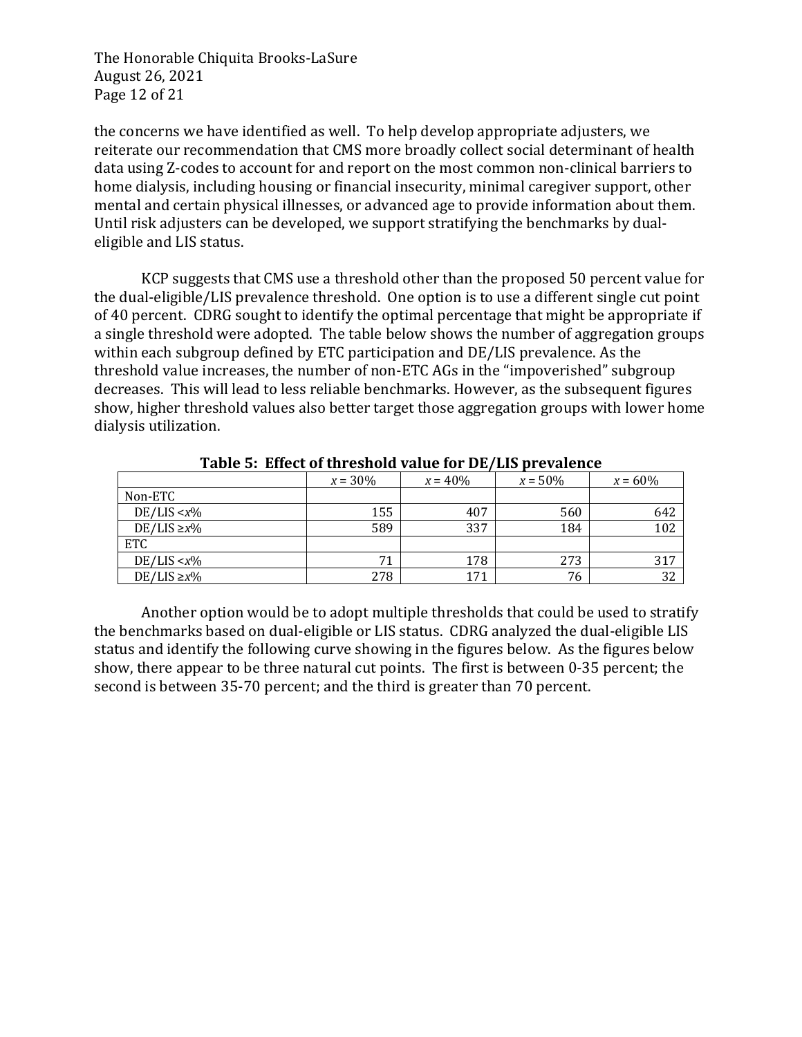the concerns we have identified as well. To help develop appropriate adjusters, we reiterate our recommendation that CMS more broadly collect social determinant of health data using Z-codes to account for and report on the most common non-clinical barriers to home dialysis, including housing or financial insecurity, minimal caregiver support, other mental and certain physical illnesses, or advanced age to provide information about them. Until risk adjusters can be developed, we support stratifying the benchmarks by dual-eligible and LIS status.

KCP suggests that CMS use a threshold other than the proposed 50 percent value for the dual-eligible/LIS prevalence threshold. One option is to use a different single cut point of 40 percent. CDRG sought to identify the optimal percentage that might be appropriate if a single threshold were adopted. The table below shows the number of aggregation groups within each subgroup defined by ETC participation and DE/LIS prevalence. As the threshold value increases, the number of non-ETC AGs in the "impoverished" subgroup decreases. This will lead to less reliable benchmarks. However, as the subsequent figures show, higher threshold values also better target those aggregation groups with lower home dialysis utilization.

**Table 5: Effect of threshold value for DE/LIS prevalence**

| | $x = 30\%$ | $x = 40\%$ | $x = 50\%$ | $x = 60\%$ |
|---|---|---|---|---|
| Non-ETC | | | | |
| DE/LIS <$x$% | 155 | 407 | 560 | 642 |
| DE/LIS ≥$x$% | 589 | 337 | 184 | 102 |
| ETC | | | | |
| DE/LIS <$x$% | 71 | 178 | 273 | 317 |
| DE/LIS ≥$x$% | 278 | 171 | 76 | 32 |

Another option would be to adopt multiple thresholds that could be used to stratify the benchmarks based on dual-eligible or LIS status. CDRG analyzed the dual-eligible LIS status and identify the following curve showing in the figures below. As the figures below show, there appear to be three natural cut points. The first is between 0-35 percent; the second is between 35-70 percent; and the third is greater than 70 percent.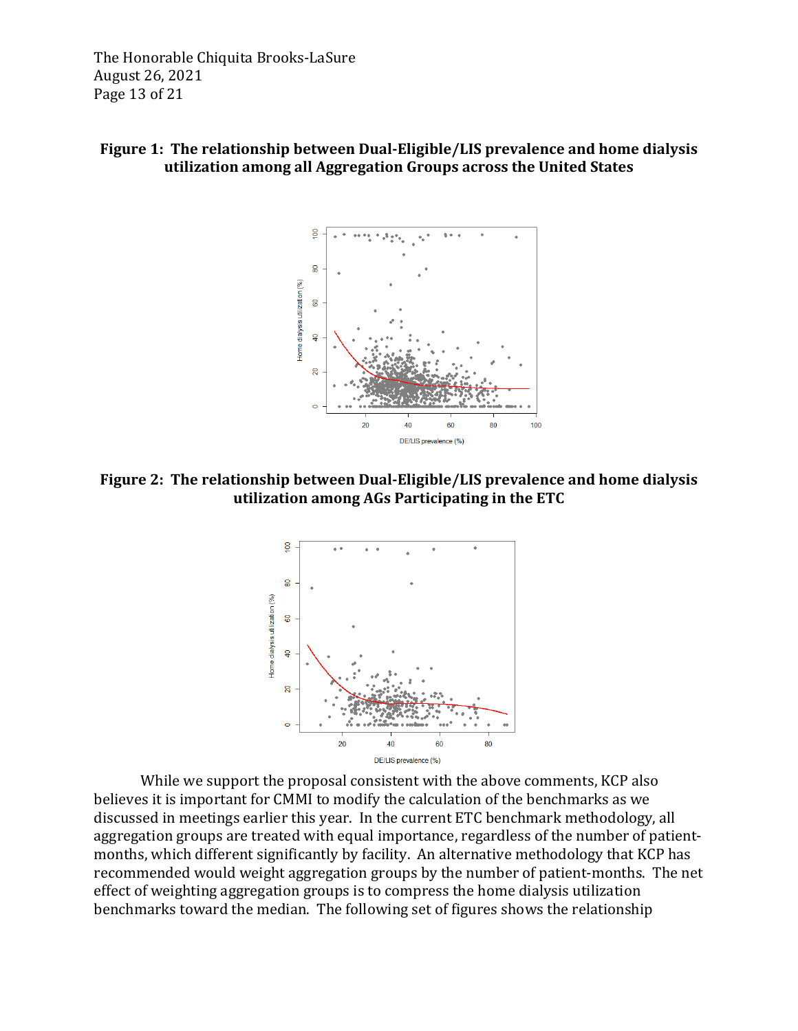**Figure 1: The relationship between Dual-Eligible/LIS prevalence and home dialysis utilization among all Aggregation Groups across the United States**

**Figure 2: The relationship between Dual-Eligible/LIS prevalence and home dialysis utilization among AGs Participating in the ETC**

While we support the proposal consistent with the above comments, KCP also believes it is important for CMMI to modify the calculation of the benchmarks as we discussed in meetings earlier this year. In the current ETC benchmark methodology, all aggregation groups are treated with equal importance, regardless of the number of patient-months, which different significantly by facility. An alternative methodology that KCP has recommended would weight aggregation groups by the number of patient-months. The net effect of weighting aggregation groups is to compress the home dialysis utilization benchmarks toward the median. The following set of figures shows the relationship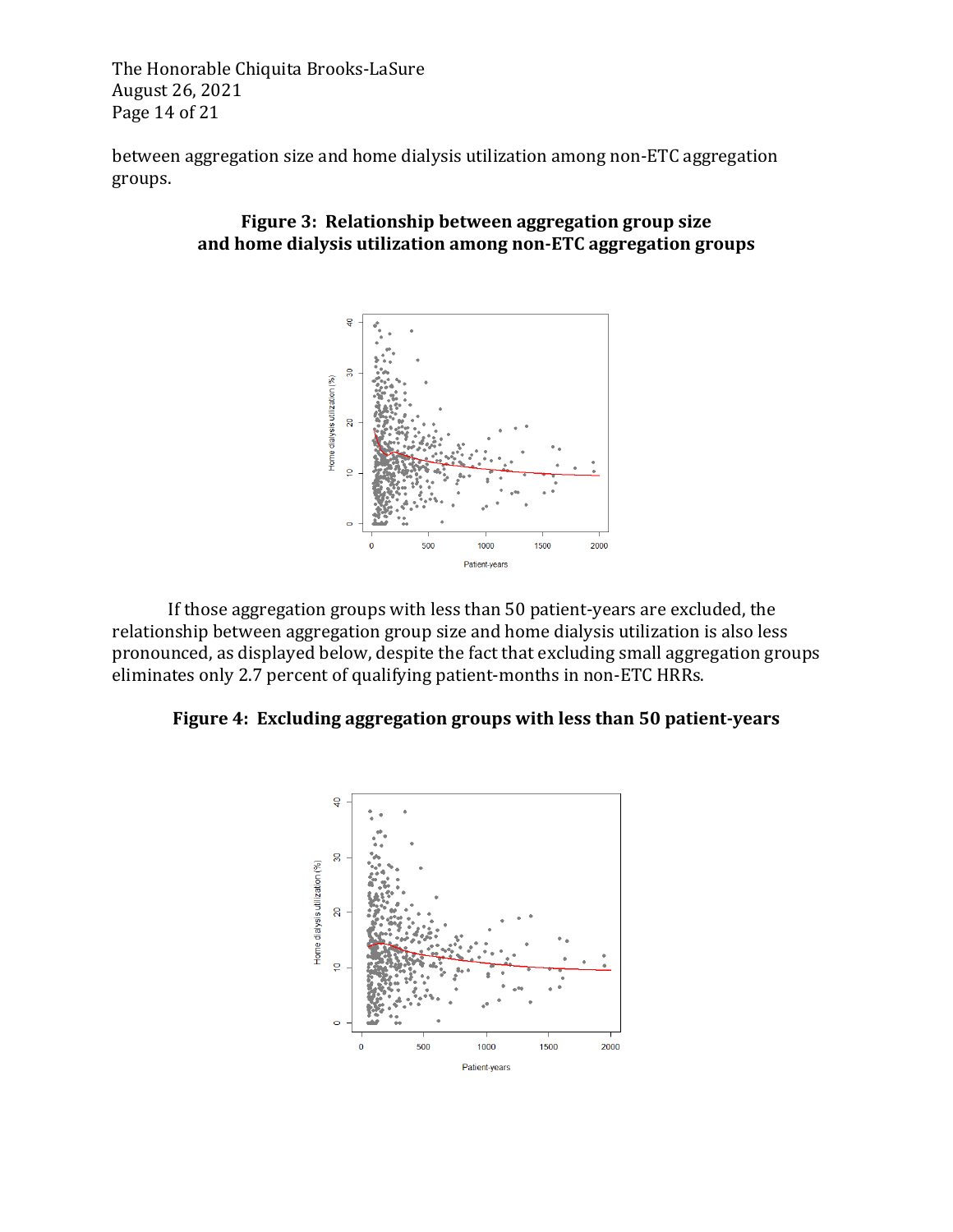between aggregation size and home dialysis utilization among non-ETC aggregation groups.

**Figure 3: Relationship between aggregation group size and home dialysis utilization among non-ETC aggregation groups**

If those aggregation groups with less than 50 patient-years are excluded, the relationship between aggregation group size and home dialysis utilization is also less pronounced, as displayed below, despite the fact that excluding small aggregation groups eliminates only 2.7 percent of qualifying patient-months in non-ETC HRRs.

**Figure 4: Excluding aggregation groups with less than 50 patient-years**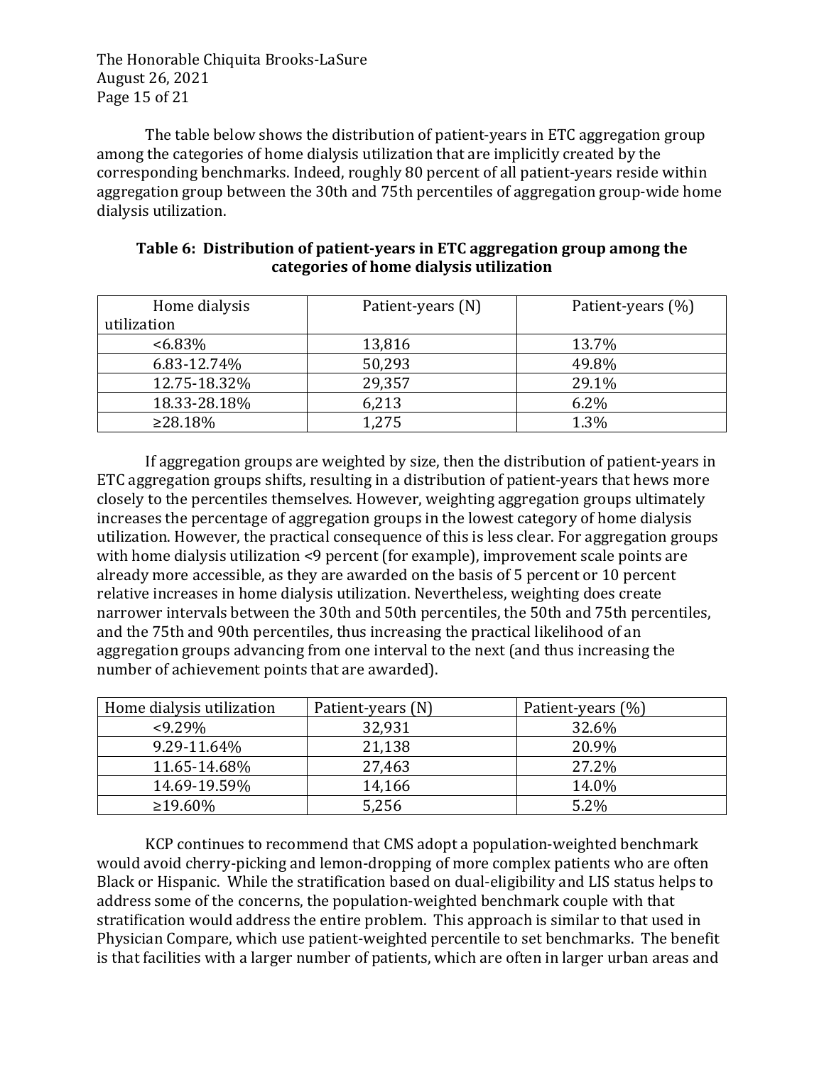The table below shows the distribution of patient-years in ETC aggregation group among the categories of home dialysis utilization that are implicitly created by the corresponding benchmarks. Indeed, roughly 80 percent of all patient-years reside within aggregation group between the 30th and 75th percentiles of aggregation group-wide home dialysis utilization.

**Table 6: Distribution of patient-years in ETC aggregation group among the categories of home dialysis utilization**

| Home dialysis utilization | Patient-years (N) | Patient-years (%) |
|---|---|---|
| <6.83% | 13,816 | 13.7% |
| 6.83-12.74% | 50,293 | 49.8% |
| 12.75-18.32% | 29,357 | 29.1% |
| 18.33-28.18% | 6,213 | 6.2% |
| ≥28.18% | 1,275 | 1.3% |

If aggregation groups are weighted by size, then the distribution of patient-years in ETC aggregation groups shifts, resulting in a distribution of patient-years that hews more closely to the percentiles themselves. However, weighting aggregation groups ultimately increases the percentage of aggregation groups in the lowest category of home dialysis utilization. However, the practical consequence of this is less clear. For aggregation groups with home dialysis utilization <9 percent (for example), improvement scale points are already more accessible, as they are awarded on the basis of 5 percent or 10 percent relative increases in home dialysis utilization. Nevertheless, weighting does create narrower intervals between the 30th and 50th percentiles, the 50th and 75th percentiles, and the 75th and 90th percentiles, thus increasing the practical likelihood of an aggregation groups advancing from one interval to the next (and thus increasing the number of achievement points that are awarded).

| Home dialysis utilization | Patient-years (N) | Patient-years (%) |
|---|---|---|
| <9.29% | 32,931 | 32.6% |
| 9.29-11.64% | 21,138 | 20.9% |
| 11.65-14.68% | 27,463 | 27.2% |
| 14.69-19.59% | 14,166 | 14.0% |
| ≥19.60% | 5,256 | 5.2% |

KCP continues to recommend that CMS adopt a population-weighted benchmark would avoid cherry-picking and lemon-dropping of more complex patients who are often Black or Hispanic. While the stratification based on dual-eligibility and LIS status helps to address some of the concerns, the population-weighted benchmark couple with that stratification would address the entire problem. This approach is similar to that used in Physician Compare, which use patient-weighted percentile to set benchmarks. The benefit is that facilities with a larger number of patients, which are often in larger urban areas and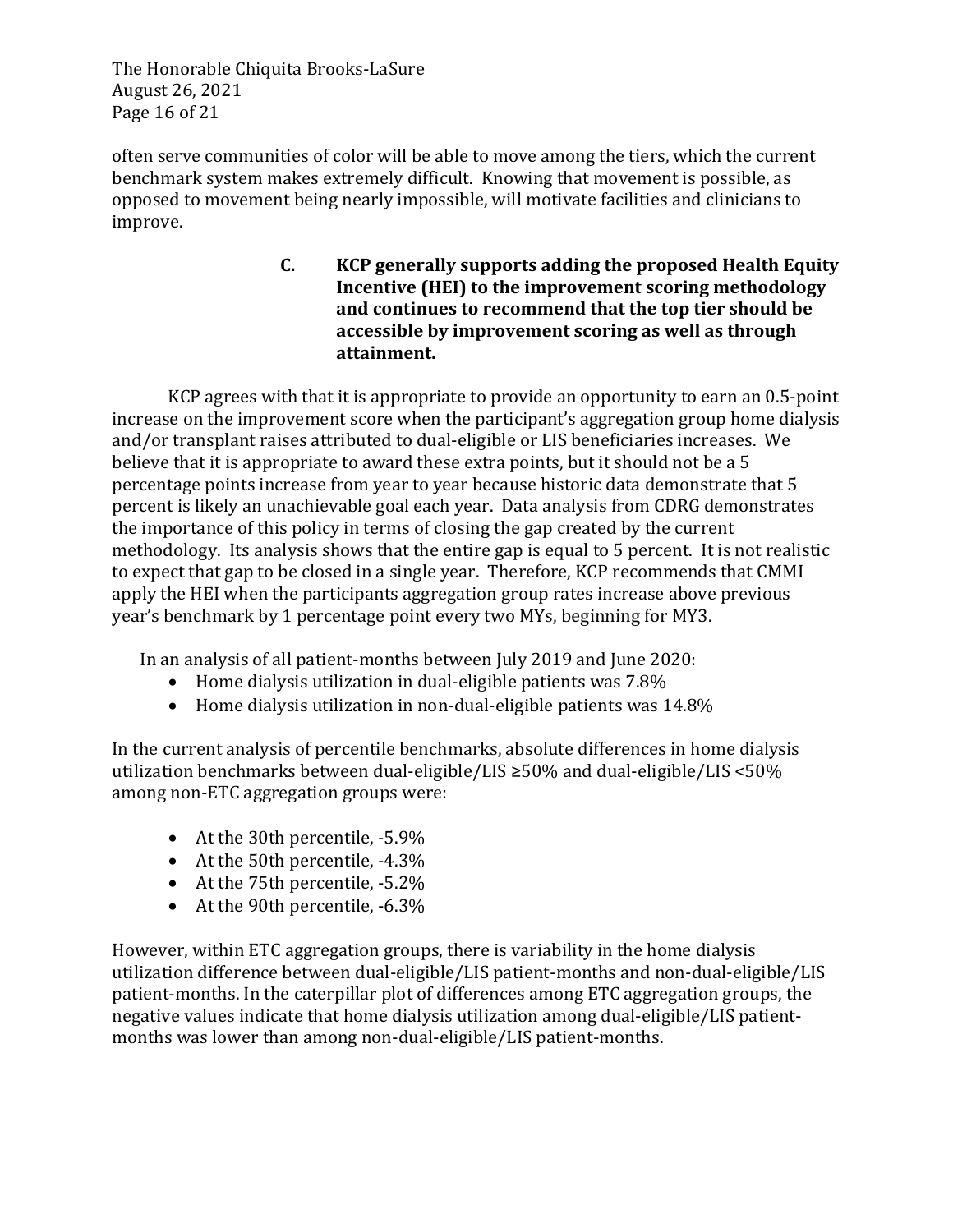often serve communities of color will be able to move among the tiers, which the current benchmark system makes extremely difficult. Knowing that movement is possible, as opposed to movement being nearly impossible, will motivate facilities and clinicians to improve.

### C. KCP generally supports adding the proposed Health Equity Incentive (HEI) to the improvement scoring methodology and continues to recommend that the top tier should be accessible by improvement scoring as well as through attainment.

KCP agrees with that it is appropriate to provide an opportunity to earn an 0.5-point increase on the improvement score when the participant's aggregation group home dialysis and/or transplant raises attributed to dual-eligible or LIS beneficiaries increases. We believe that it is appropriate to award these extra points, but it should not be a 5 percentage points increase from year to year because historic data demonstrate that 5 percent is likely an unachievable goal each year. Data analysis from CDRG demonstrates the importance of this policy in terms of closing the gap created by the current methodology. Its analysis shows that the entire gap is equal to 5 percent. It is not realistic to expect that gap to be closed in a single year. Therefore, KCP recommends that CMMI apply the HEI when the participants aggregation group rates increase above previous year's benchmark by 1 percentage point every two MYs, beginning for MY3.

In an analysis of all patient-months between July 2019 and June 2020:

- Home dialysis utilization in dual-eligible patients was 7.8%
- Home dialysis utilization in non-dual-eligible patients was 14.8%

In the current analysis of percentile benchmarks, absolute differences in home dialysis utilization benchmarks between dual-eligible/LIS ≥50% and dual-eligible/LIS <50% among non-ETC aggregation groups were:

- At the 30th percentile, -5.9%
- At the 50th percentile, -4.3%
- At the 75th percentile, -5.2%
- At the 90th percentile, -6.3%

However, within ETC aggregation groups, there is variability in the home dialysis utilization difference between dual-eligible/LIS patient-months and non-dual-eligible/LIS patient-months. In the caterpillar plot of differences among ETC aggregation groups, the negative values indicate that home dialysis utilization among dual-eligible/LIS patient-months was lower than among non-dual-eligible/LIS patient-months.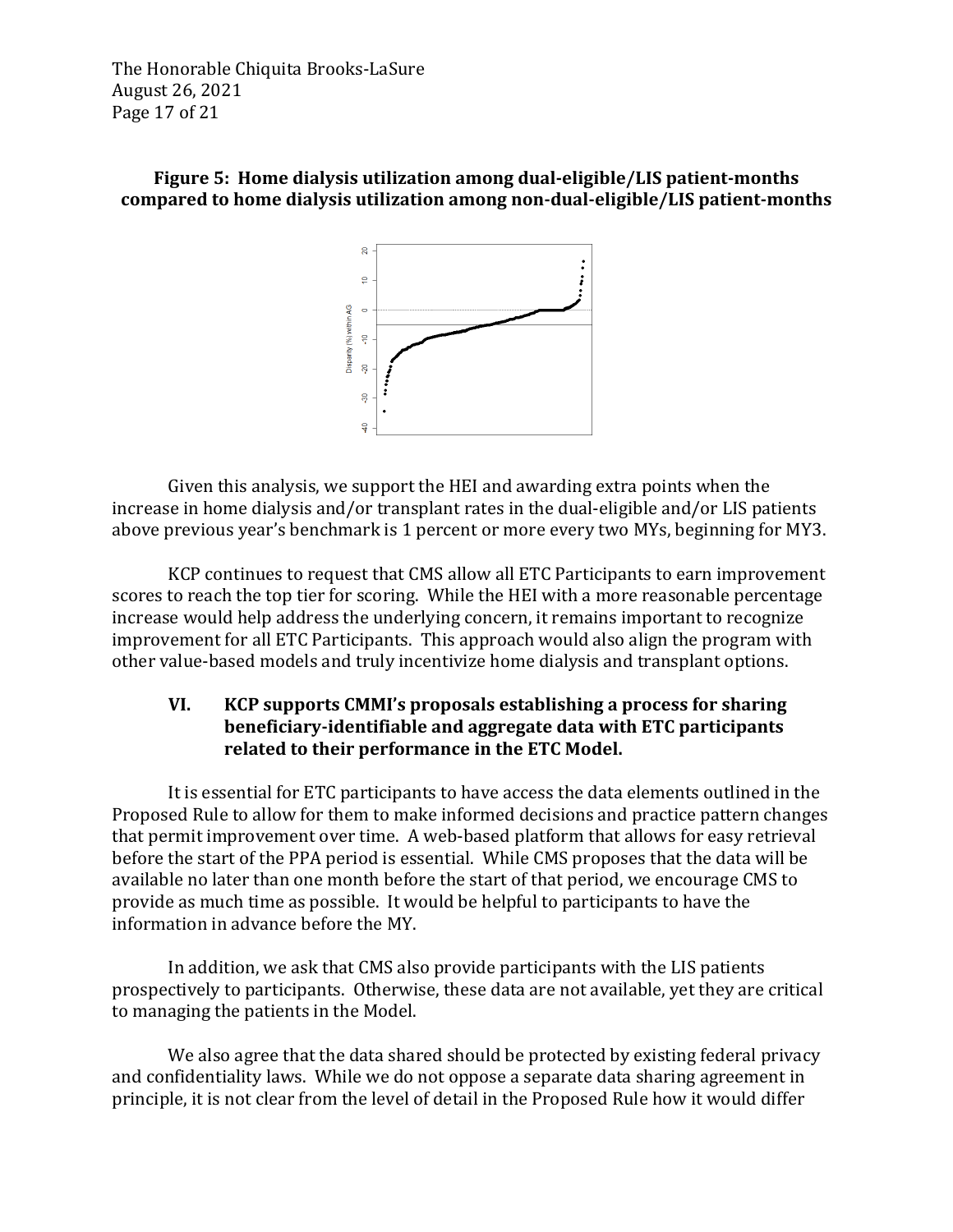**Figure 5: Home dialysis utilization among dual-eligible/LIS patient-months compared to home dialysis utilization among non-dual-eligible/LIS patient-months**

Given this analysis, we support the HEI and awarding extra points when the increase in home dialysis and/or transplant rates in the dual-eligible and/or LIS patients above previous year's benchmark is 1 percent or more every two MYs, beginning for MY3.

KCP continues to request that CMS allow all ETC Participants to earn improvement scores to reach the top tier for scoring. While the HEI with a more reasonable percentage increase would help address the underlying concern, it remains important to recognize improvement for all ETC Participants. This approach would also align the program with other value-based models and truly incentivize home dialysis and transplant options.

### VI. KCP supports CMMI's proposals establishing a process for sharing beneficiary-identifiable and aggregate data with ETC participants related to their performance in the ETC Model.

It is essential for ETC participants to have access the data elements outlined in the Proposed Rule to allow for them to make informed decisions and practice pattern changes that permit improvement over time. A web-based platform that allows for easy retrieval before the start of the PPA period is essential. While CMS proposes that the data will be available no later than one month before the start of that period, we encourage CMS to provide as much time as possible. It would be helpful to participants to have the information in advance before the MY.

In addition, we ask that CMS also provide participants with the LIS patients prospectively to participants. Otherwise, these data are not available, yet they are critical to managing the patients in the Model.

We also agree that the data shared should be protected by existing federal privacy and confidentiality laws. While we do not oppose a separate data sharing agreement in principle, it is not clear from the level of detail in the Proposed Rule how it would differ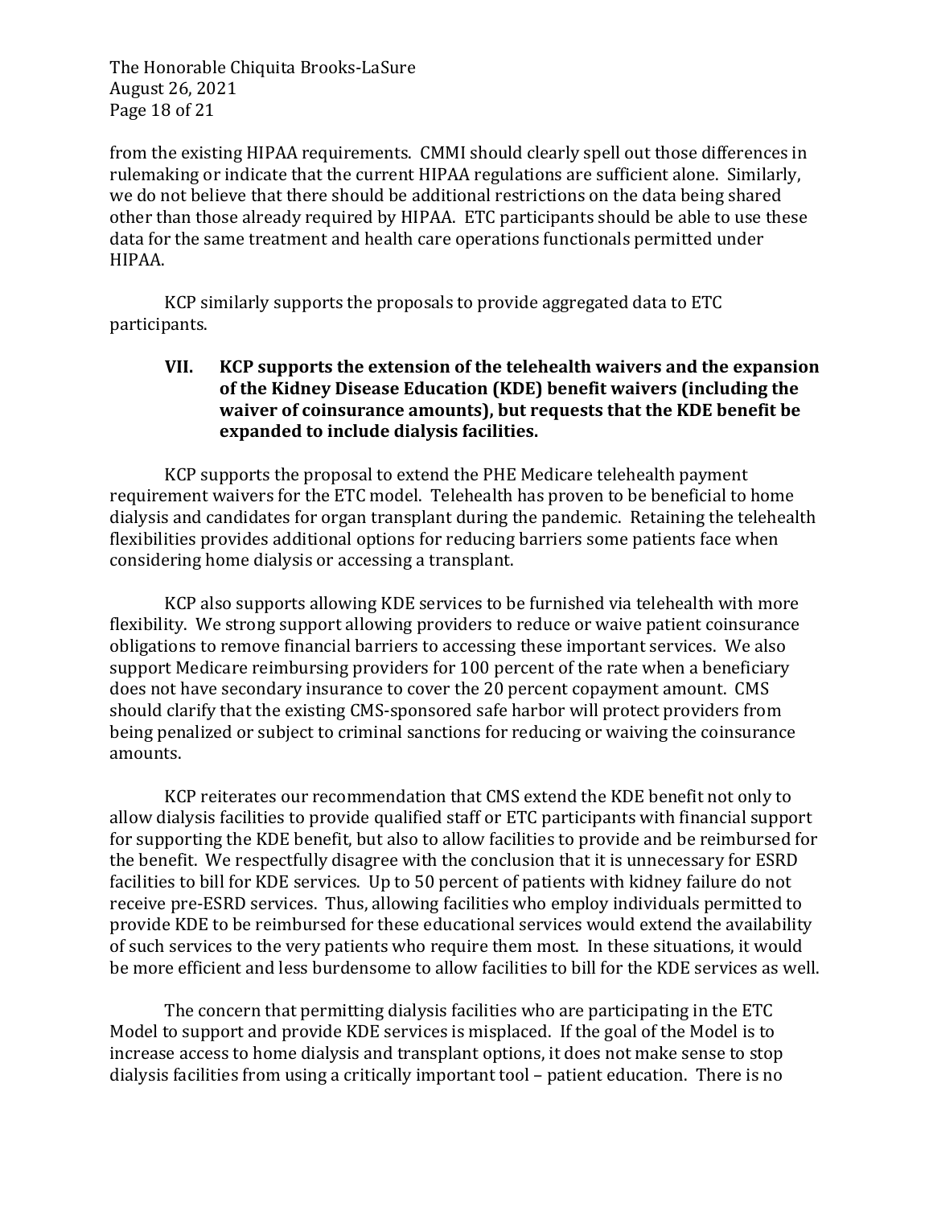from the existing HIPAA requirements. CMMI should clearly spell out those differences in rulemaking or indicate that the current HIPAA regulations are sufficient alone. Similarly, we do not believe that there should be additional restrictions on the data being shared other than those already required by HIPAA. ETC participants should be able to use these data for the same treatment and health care operations functionals permitted under HIPAA.

KCP similarly supports the proposals to provide aggregated data to ETC participants.

## VII. KCP supports the extension of the telehealth waivers and the expansion of the Kidney Disease Education (KDE) benefit waivers (including the waiver of coinsurance amounts), but requests that the KDE benefit be expanded to include dialysis facilities.

KCP supports the proposal to extend the PHE Medicare telehealth payment requirement waivers for the ETC model. Telehealth has proven to be beneficial to home dialysis and candidates for organ transplant during the pandemic. Retaining the telehealth flexibilities provides additional options for reducing barriers some patients face when considering home dialysis or accessing a transplant.

KCP also supports allowing KDE services to be furnished via telehealth with more flexibility. We strong support allowing providers to reduce or waive patient coinsurance obligations to remove financial barriers to accessing these important services. We also support Medicare reimbursing providers for 100 percent of the rate when a beneficiary does not have secondary insurance to cover the 20 percent copayment amount. CMS should clarify that the existing CMS-sponsored safe harbor will protect providers from being penalized or subject to criminal sanctions for reducing or waiving the coinsurance amounts.

KCP reiterates our recommendation that CMS extend the KDE benefit not only to allow dialysis facilities to provide qualified staff or ETC participants with financial support for supporting the KDE benefit, but also to allow facilities to provide and be reimbursed for the benefit. We respectfully disagree with the conclusion that it is unnecessary for ESRD facilities to bill for KDE services. Up to 50 percent of patients with kidney failure do not receive pre-ESRD services. Thus, allowing facilities who employ individuals permitted to provide KDE to be reimbursed for these educational services would extend the availability of such services to the very patients who require them most. In these situations, it would be more efficient and less burdensome to allow facilities to bill for the KDE services as well.

The concern that permitting dialysis facilities who are participating in the ETC Model to support and provide KDE services is misplaced. If the goal of the Model is to increase access to home dialysis and transplant options, it does not make sense to stop dialysis facilities from using a critically important tool – patient education. There is no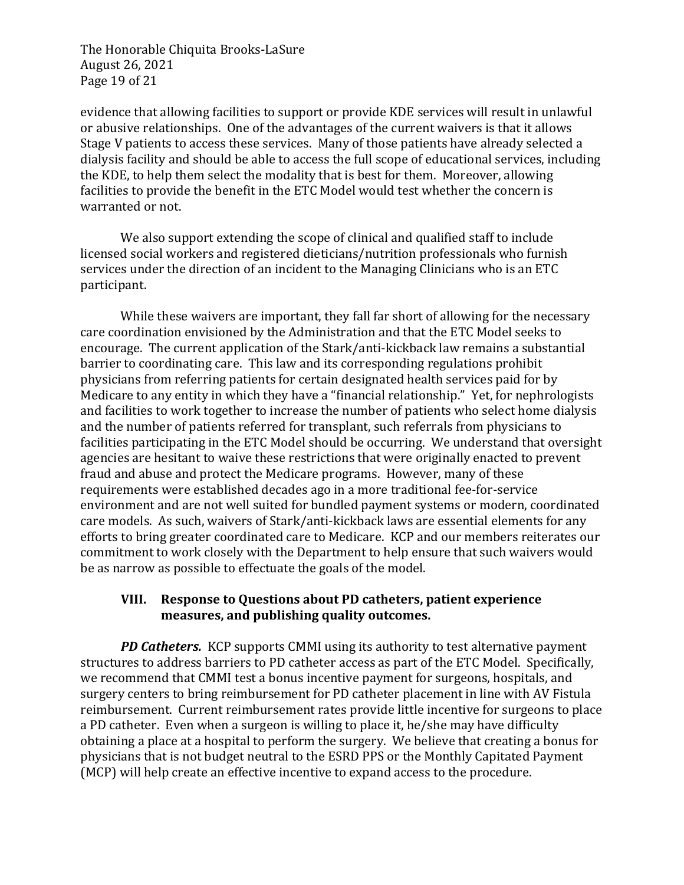evidence that allowing facilities to support or provide KDE services will result in unlawful or abusive relationships. One of the advantages of the current waivers is that it allows Stage V patients to access these services. Many of those patients have already selected a dialysis facility and should be able to access the full scope of educational services, including the KDE, to help them select the modality that is best for them. Moreover, allowing facilities to provide the benefit in the ETC Model would test whether the concern is warranted or not.

We also support extending the scope of clinical and qualified staff to include licensed social workers and registered dieticians/nutrition professionals who furnish services under the direction of an incident to the Managing Clinicians who is an ETC participant.

While these waivers are important, they fall far short of allowing for the necessary care coordination envisioned by the Administration and that the ETC Model seeks to encourage. The current application of the Stark/anti-kickback law remains a substantial barrier to coordinating care. This law and its corresponding regulations prohibit physicians from referring patients for certain designated health services paid for by Medicare to any entity in which they have a "financial relationship." Yet, for nephrologists and facilities to work together to increase the number of patients who select home dialysis and the number of patients referred for transplant, such referrals from physicians to facilities participating in the ETC Model should be occurring. We understand that oversight agencies are hesitant to waive these restrictions that were originally enacted to prevent fraud and abuse and protect the Medicare programs. However, many of these requirements were established decades ago in a more traditional fee-for-service environment and are not well suited for bundled payment systems or modern, coordinated care models. As such, waivers of Stark/anti-kickback laws are essential elements for any efforts to bring greater coordinated care to Medicare. KCP and our members reiterates our commitment to work closely with the Department to help ensure that such waivers would be as narrow as possible to effectuate the goals of the model.

## VIII. Response to Questions about PD catheters, patient experience measures, and publishing quality outcomes.

***PD Catheters.*** KCP supports CMMI using its authority to test alternative payment structures to address barriers to PD catheter access as part of the ETC Model. Specifically, we recommend that CMMI test a bonus incentive payment for surgeons, hospitals, and surgery centers to bring reimbursement for PD catheter placement in line with AV Fistula reimbursement. Current reimbursement rates provide little incentive for surgeons to place a PD catheter. Even when a surgeon is willing to place it, he/she may have difficulty obtaining a place at a hospital to perform the surgery. We believe that creating a bonus for physicians that is not budget neutral to the ESRD PPS or the Monthly Capitated Payment (MCP) will help create an effective incentive to expand access to the procedure.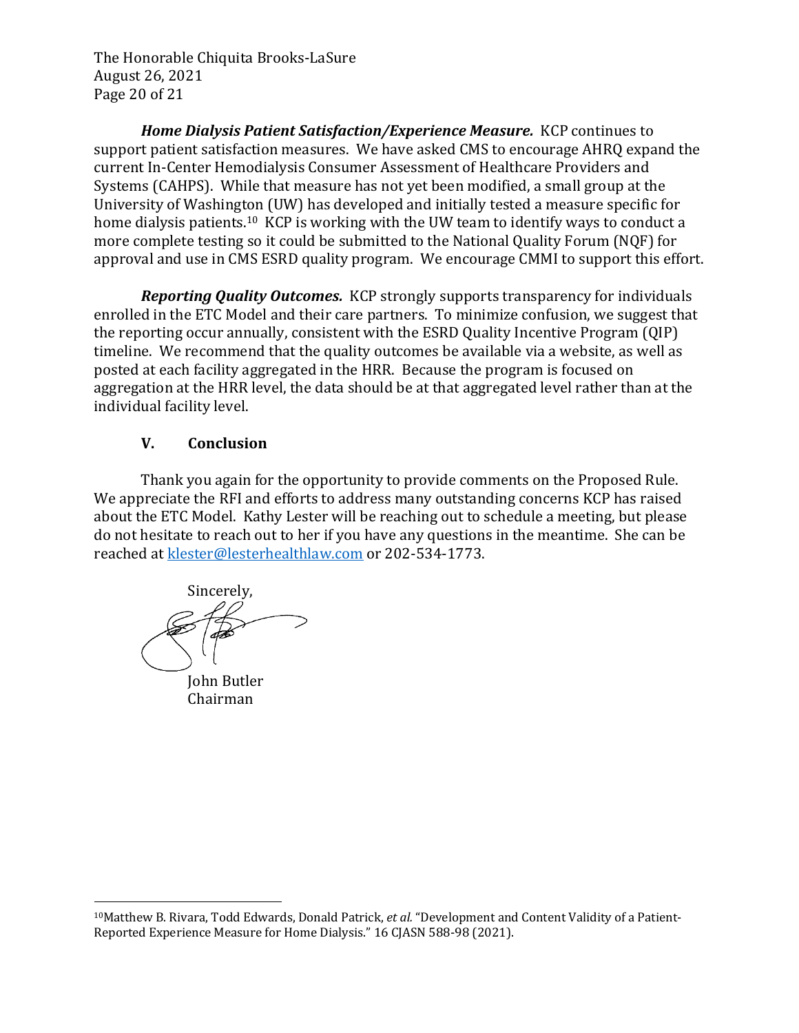***Home Dialysis Patient Satisfaction/Experience Measure.*** KCP continues to support patient satisfaction measures. We have asked CMS to encourage AHRQ expand the current In-Center Hemodialysis Consumer Assessment of Healthcare Providers and Systems (CAHPS). While that measure has not yet been modified, a small group at the University of Washington (UW) has developed and initially tested a measure specific for home dialysis patients.[10] KCP is working with the UW team to identify ways to conduct a more complete testing so it could be submitted to the National Quality Forum (NQF) for approval and use in CMS ESRD quality program. We encourage CMMI to support this effort.

***Reporting Quality Outcomes.*** KCP strongly supports transparency for individuals enrolled in the ETC Model and their care partners. To minimize confusion, we suggest that the reporting occur annually, consistent with the ESRD Quality Incentive Program (QIP) timeline. We recommend that the quality outcomes be available via a website, as well as posted at each facility aggregated in the HRR. Because the program is focused on aggregation at the HRR level, the data should be at that aggregated level rather than at the individual facility level.

## V. Conclusion

Thank you again for the opportunity to provide comments on the Proposed Rule. We appreciate the RFI and efforts to address many outstanding concerns KCP has raised about the ETC Model. Kathy Lester will be reaching out to schedule a meeting, but please do not hesitate to reach out to her if you have any questions in the meantime. She can be reached at klester@lesterhealthlaw.com or 202-534-1773.

Sincerely,

John Butler
Chairman

---

[10] Matthew B. Rivara, Todd Edwards, Donald Patrick, *et al.* "Development and Content Validity of a Patient-Reported Experience Measure for Home Dialysis." 16 CJASN 588-98 (2021).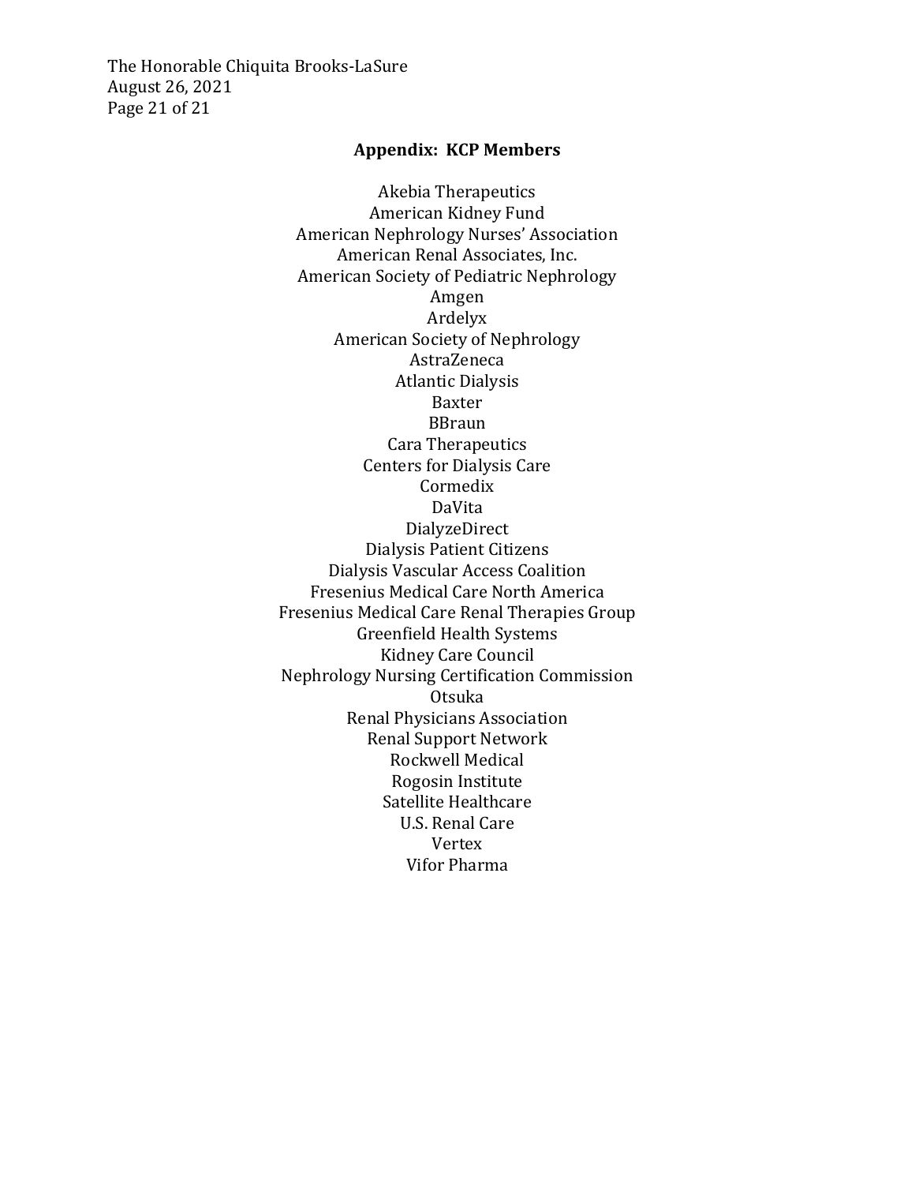## Appendix: KCP Members

Akebia Therapeutics
American Kidney Fund
American Nephrology Nurses' Association
American Renal Associates, Inc.
American Society of Pediatric Nephrology
Amgen
Ardelyx
American Society of Nephrology
AstraZeneca
Atlantic Dialysis
Baxter
BBraun
Cara Therapeutics
Centers for Dialysis Care
Cormedix
DaVita
DialyzeDirect
Dialysis Patient Citizens
Dialysis Vascular Access Coalition
Fresenius Medical Care North America
Fresenius Medical Care Renal Therapies Group
Greenfield Health Systems
Kidney Care Council
Nephrology Nursing Certification Commission
Otsuka
Renal Physicians Association
Renal Support Network
Rockwell Medical
Rogosin Institute
Satellite Healthcare
U.S. Renal Care
Vertex
Vifor Pharma